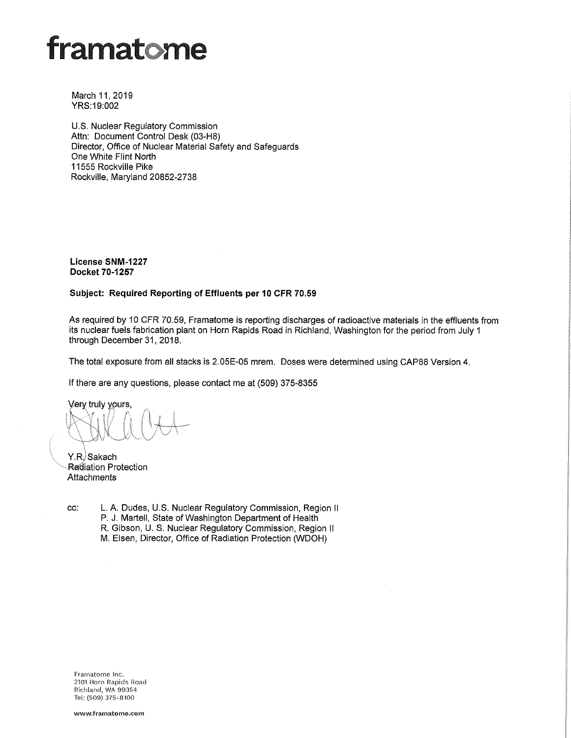# framatome

March 11, 2019
YRS:19:002

U.S. Nuclear Regulatory Commission
Attn: Document Control Desk (03-H8)
Director, Office of Nuclear Material Safety and Safeguards
One White Flint North
11555 Rockville Pike
Rockville, Maryland 20852-2738

**License SNM-1227**
**Docket 70-1257**

**Subject: Required Reporting of Effluents per 10 CFR 70.59**

As required by 10 CFR 70.59, Framatome is reporting discharges of radioactive materials in the effluents from its nuclear fuels fabrication plant on Horn Rapids Road in Richland, Washington for the period from July 1 through December 31, 2018.

The total exposure from all stacks is 2.05E-05 mrem. Doses were determined using CAP88 Version 4.

If there are any questions, please contact me at (509) 375-8355

Very truly yours,

Y.R. Sakach
Radiation Protection
Attachments

cc: L. A. Dudes, U.S. Nuclear Regulatory Commission, Region II
P. J. Martell, State of Washington Department of Health
R. Gibson, U. S. Nuclear Regulatory Commission, Region II
M. Elsen, Director, Office of Radiation Protection (WDOH)

Framatome Inc.
2101 Horn Rapids Road
Richland, WA 99354
Tel: (509) 375-8100

www.framatome.com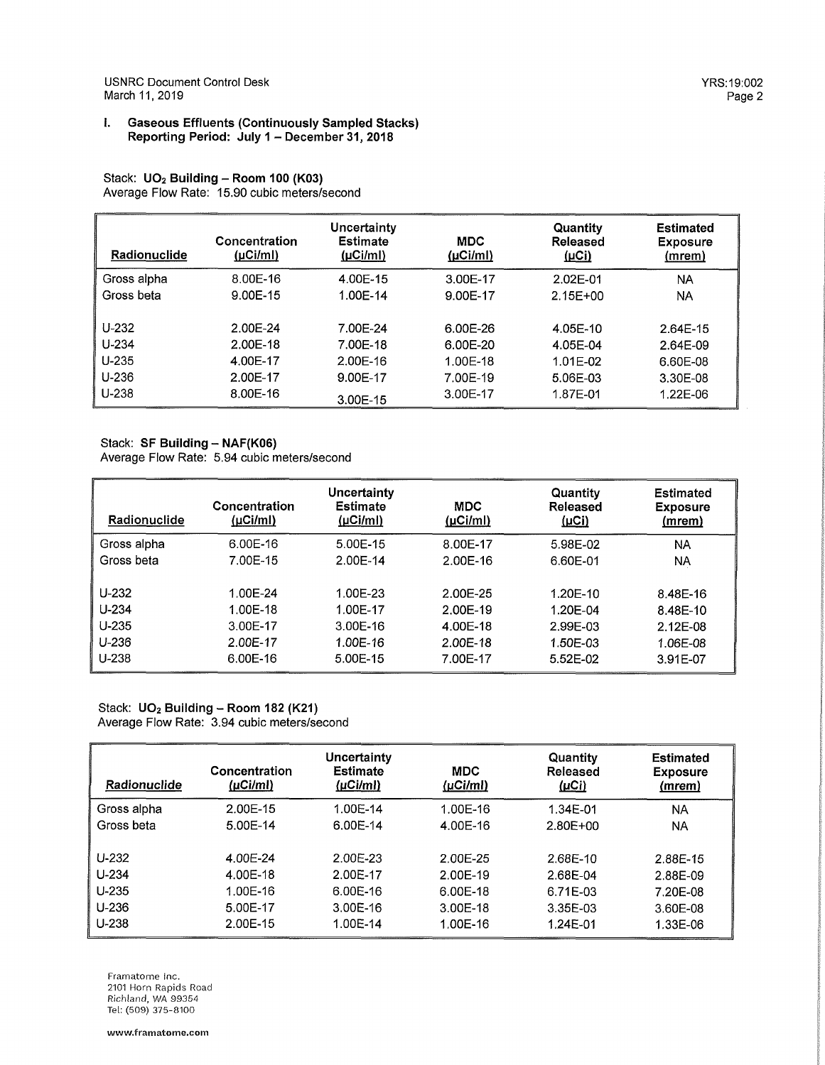## I. Gaseous Effluents (Continuously Sampled Stacks)
**Reporting Period: July 1 – December 31, 2018**

Stack: **$UO_2$ Building – Room 100 (K03)**
Average Flow Rate: 15.90 cubic meters/second

| Radionuclide | Concentration (µCi/ml) | Uncertainty Estimate (µCi/ml) | MDC (µCi/ml) | Quantity Released (µCi) | Estimated Exposure (mrem) |
|---|---|---|---|---|---|
| Gross alpha | 8.00E-16 | 4.00E-15 | 3.00E-17 | 2.02E-01 | NA |
| Gross beta | 9.00E-15 | 1.00E-14 | 9.00E-17 | 2.15E+00 | NA |
| U-232 | 2.00E-24 | 7.00E-24 | 6.00E-26 | 4.05E-10 | 2.64E-15 |
| U-234 | 2.00E-18 | 7.00E-18 | 6.00E-20 | 4.05E-04 | 2.64E-09 |
| U-235 | 4.00E-17 | 2.00E-16 | 1.00E-18 | 1.01E-02 | 6.60E-08 |
| U-236 | 2.00E-17 | 9.00E-17 | 7.00E-19 | 5.06E-03 | 3.30E-08 |
| U-238 | 8.00E-16 | 3.00E-15 | 3.00E-17 | 1.87E-01 | 1.22E-06 |

Stack: **SF Building – NAF(K06)**
Average Flow Rate: 5.94 cubic meters/second

| Radionuclide | Concentration (µCi/ml) | Uncertainty Estimate (µCi/ml) | MDC (µCi/ml) | Quantity Released (µCi) | Estimated Exposure (mrem) |
|---|---|---|---|---|---|
| Gross alpha | 6.00E-16 | 5.00E-15 | 8.00E-17 | 5.98E-02 | NA |
| Gross beta | 7.00E-15 | 2.00E-14 | 2.00E-16 | 6.60E-01 | NA |
| U-232 | 1.00E-24 | 1.00E-23 | 2.00E-25 | 1.20E-10 | 8.48E-16 |
| U-234 | 1.00E-18 | 1.00E-17 | 2.00E-19 | 1.20E-04 | 8.48E-10 |
| U-235 | 3.00E-17 | 3.00E-16 | 4.00E-18 | 2.99E-03 | 2.12E-08 |
| U-236 | 2.00E-17 | 1.00E-16 | 2.00E-18 | 1.50E-03 | 1.06E-08 |
| U-238 | 6.00E-16 | 5.00E-15 | 7.00E-17 | 5.52E-02 | 3.91E-07 |

Stack: **$UO_2$ Building – Room 182 (K21)**
Average Flow Rate: 3.94 cubic meters/second

| Radionuclide | Concentration (µCi/ml) | Uncertainty Estimate (µCi/ml) | MDC (µCi/ml) | Quantity Released (µCi) | Estimated Exposure (mrem) |
|---|---|---|---|---|---|
| Gross alpha | 2.00E-15 | 1.00E-14 | 1.00E-16 | 1.34E-01 | NA |
| Gross beta | 5.00E-14 | 6.00E-14 | 4.00E-16 | 2.80E+00 | NA |
| U-232 | 4.00E-24 | 2.00E-23 | 2.00E-25 | 2.68E-10 | 2.88E-15 |
| U-234 | 4.00E-18 | 2.00E-17 | 2.00E-19 | 2.68E-04 | 2.88E-09 |
| U-235 | 1.00E-16 | 6.00E-16 | 6.00E-18 | 6.71E-03 | 7.20E-08 |
| U-236 | 5.00E-17 | 3.00E-16 | 3.00E-18 | 3.35E-03 | 3.60E-08 |
| U-238 | 2.00E-15 | 1.00E-14 | 1.00E-16 | 1.24E-01 | 1.33E-06 |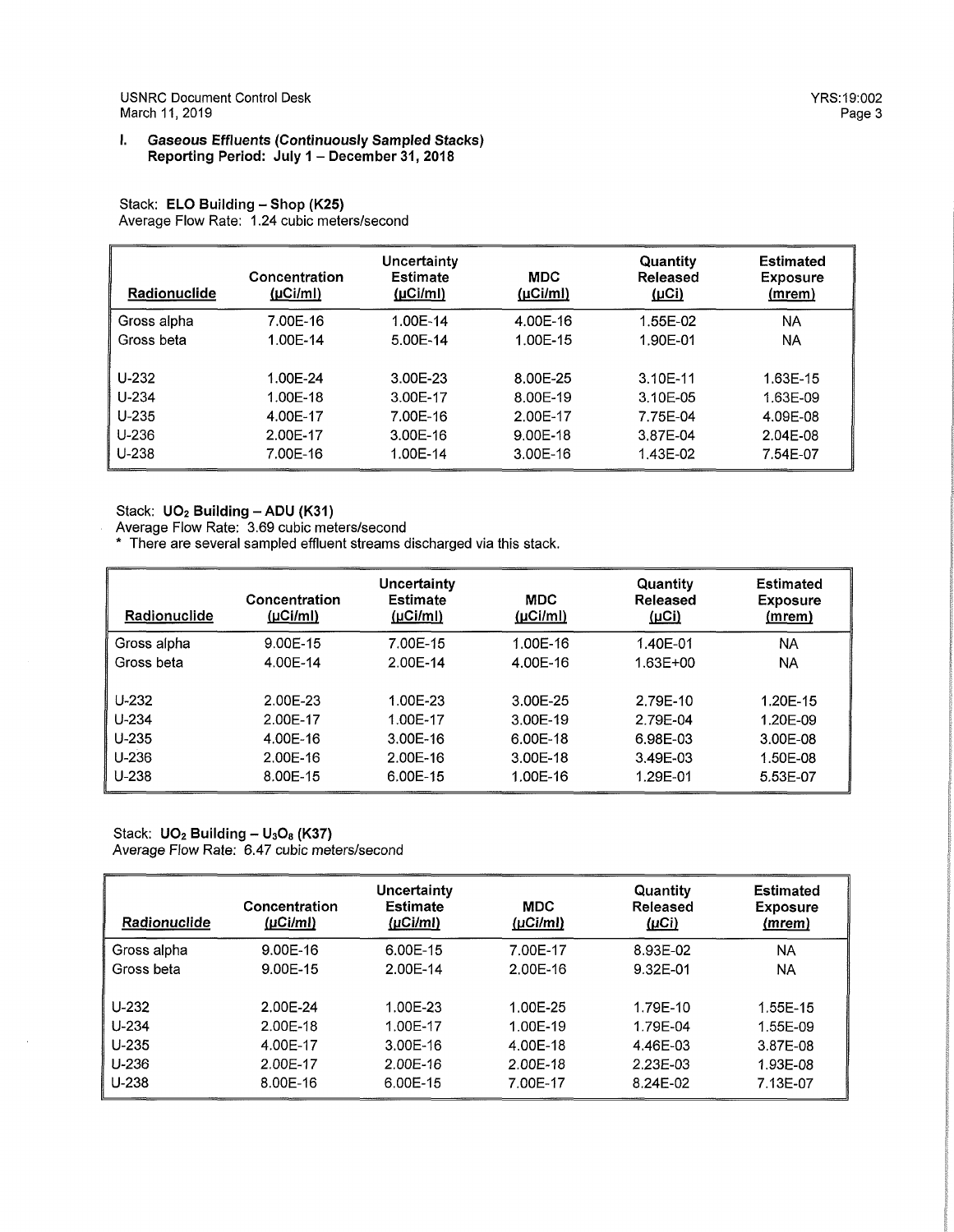## I. *Gaseous Effluents (Continuously Sampled Stacks)*
**Reporting Period: July 1 – December 31, 2018**

Stack: **ELO Building – Shop (K25)**
Average Flow Rate: 1.24 cubic meters/second

| Radionuclide | Concentration (µCi/ml) | Uncertainty Estimate (µCi/ml) | MDC (µCi/ml) | Quantity Released (µCi) | Estimated Exposure (mrem) |
|---|---|---|---|---|---|
| Gross alpha | 7.00E-16 | 1.00E-14 | 4.00E-16 | 1.55E-02 | NA |
| Gross beta | 1.00E-14 | 5.00E-14 | 1.00E-15 | 1.90E-01 | NA |
| U-232 | 1.00E-24 | 3.00E-23 | 8.00E-25 | 3.10E-11 | 1.63E-15 |
| U-234 | 1.00E-18 | 3.00E-17 | 8.00E-19 | 3.10E-05 | 1.63E-09 |
| U-235 | 4.00E-17 | 7.00E-16 | 2.00E-17 | 7.75E-04 | 4.09E-08 |
| U-236 | 2.00E-17 | 3.00E-16 | 9.00E-18 | 3.87E-04 | 2.04E-08 |
| U-238 | 7.00E-16 | 1.00E-14 | 3.00E-16 | 1.43E-02 | 7.54E-07 |

Stack: **$UO_2$ Building – ADU (K31)**
Average Flow Rate: 3.69 cubic meters/second
* There are several sampled effluent streams discharged via this stack.

| Radionuclide | Concentration (µCi/ml) | Uncertainty Estimate (µCi/ml) | MDC (µCi/ml) | Quantity Released (µCi) | Estimated Exposure (mrem) |
|---|---|---|---|---|---|
| Gross alpha | 9.00E-15 | 7.00E-15 | 1.00E-16 | 1.40E-01 | NA |
| Gross beta | 4.00E-14 | 2.00E-14 | 4.00E-16 | 1.63E+00 | NA |
| U-232 | 2.00E-23 | 1.00E-23 | 3.00E-25 | 2.79E-10 | 1.20E-15 |
| U-234 | 2.00E-17 | 1.00E-17 | 3.00E-19 | 2.79E-04 | 1.20E-09 |
| U-235 | 4.00E-16 | 3.00E-16 | 6.00E-18 | 6.98E-03 | 3.00E-08 |
| U-236 | 2.00E-16 | 2.00E-16 | 3.00E-18 | 3.49E-03 | 1.50E-08 |
| U-238 | 8.00E-15 | 6.00E-15 | 1.00E-16 | 1.29E-01 | 5.53E-07 |

Stack: **$UO_2$ Building – $U_3O_8$ (K37)**
Average Flow Rate: 6.47 cubic meters/second

| Radionuclide | Concentration (µCi/ml) | Uncertainty Estimate (µCi/ml) | MDC (µCi/ml) | Quantity Released (µCi) | Estimated Exposure (mrem) |
|---|---|---|---|---|---|
| Gross alpha | 9.00E-16 | 6.00E-15 | 7.00E-17 | 8.93E-02 | NA |
| Gross beta | 9.00E-15 | 2.00E-14 | 2.00E-16 | 9.32E-01 | NA |
| U-232 | 2.00E-24 | 1.00E-23 | 1.00E-25 | 1.79E-10 | 1.55E-15 |
| U-234 | 2.00E-18 | 1.00E-17 | 1.00E-19 | 1.79E-04 | 1.55E-09 |
| U-235 | 4.00E-17 | 3.00E-16 | 4.00E-18 | 4.46E-03 | 3.87E-08 |
| U-236 | 2.00E-17 | 2.00E-16 | 2.00E-18 | 2.23E-03 | 1.93E-08 |
| U-238 | 8.00E-16 | 6.00E-15 | 7.00E-17 | 8.24E-02 | 7.13E-07 |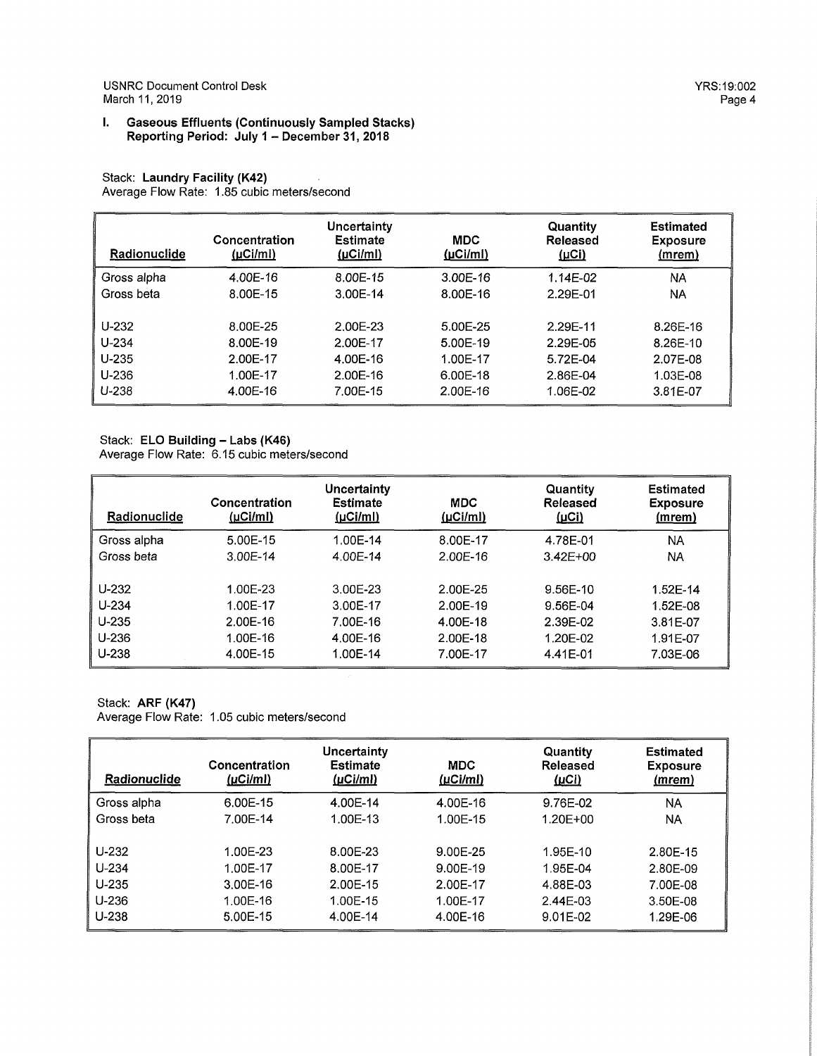## I. Gaseous Effluents (Continuously Sampled Stacks)
**Reporting Period: July 1 – December 31, 2018**

Stack: **Laundry Facility (K42)**
Average Flow Rate: 1.85 cubic meters/second

| Radionuclide | Concentration (µCi/ml) | Uncertainty Estimate (µCi/ml) | MDC (µCi/ml) | Quantity Released (µCi) | Estimated Exposure (mrem) |
|---|---|---|---|---|---|
| Gross alpha | 4.00E-16 | 8.00E-15 | 3.00E-16 | 1.14E-02 | NA |
| Gross beta | 8.00E-15 | 3.00E-14 | 8.00E-16 | 2.29E-01 | NA |
| U-232 | 8.00E-25 | 2.00E-23 | 5.00E-25 | 2.29E-11 | 8.26E-16 |
| U-234 | 8.00E-19 | 2.00E-17 | 5.00E-19 | 2.29E-05 | 8.26E-10 |
| U-235 | 2.00E-17 | 4.00E-16 | 1.00E-17 | 5.72E-04 | 2.07E-08 |
| U-236 | 1.00E-17 | 2.00E-16 | 6.00E-18 | 2.86E-04 | 1.03E-08 |
| U-238 | 4.00E-16 | 7.00E-15 | 2.00E-16 | 1.06E-02 | 3.81E-07 |

Stack: **ELO Building – Labs (K46)**
Average Flow Rate: 6.15 cubic meters/second

| Radionuclide | Concentration (µCi/ml) | Uncertainty Estimate (µCi/ml) | MDC (µCi/ml) | Quantity Released (µCi) | Estimated Exposure (mrem) |
|---|---|---|---|---|---|
| Gross alpha | 5.00E-15 | 1.00E-14 | 8.00E-17 | 4.78E-01 | NA |
| Gross beta | 3.00E-14 | 4.00E-14 | 2.00E-16 | 3.42E+00 | NA |
| U-232 | 1.00E-23 | 3.00E-23 | 2.00E-25 | 9.56E-10 | 1.52E-14 |
| U-234 | 1.00E-17 | 3.00E-17 | 2.00E-19 | 9.56E-04 | 1.52E-08 |
| U-235 | 2.00E-16 | 7.00E-16 | 4.00E-18 | 2.39E-02 | 3.81E-07 |
| U-236 | 1.00E-16 | 4.00E-16 | 2.00E-18 | 1.20E-02 | 1.91E-07 |
| U-238 | 4.00E-15 | 1.00E-14 | 7.00E-17 | 4.41E-01 | 7.03E-06 |

Stack: **ARF (K47)**
Average Flow Rate: 1.05 cubic meters/second

| Radionuclide | Concentration (µCi/ml) | Uncertainty Estimate (µCi/ml) | MDC (µCi/ml) | Quantity Released (µCi) | Estimated Exposure (mrem) |
|---|---|---|---|---|---|
| Gross alpha | 6.00E-15 | 4.00E-14 | 4.00E-16 | 9.76E-02 | NA |
| Gross beta | 7.00E-14 | 1.00E-13 | 1.00E-15 | 1.20E+00 | NA |
| U-232 | 1.00E-23 | 8.00E-23 | 9.00E-25 | 1.95E-10 | 2.80E-15 |
| U-234 | 1.00E-17 | 8.00E-17 | 9.00E-19 | 1.95E-04 | 2.80E-09 |
| U-235 | 3.00E-16 | 2.00E-15 | 2.00E-17 | 4.88E-03 | 7.00E-08 |
| U-236 | 1.00E-16 | 1.00E-15 | 1.00E-17 | 2.44E-03 | 3.50E-08 |
| U-238 | 5.00E-15 | 4.00E-14 | 4.00E-16 | 9.01E-02 | 1.29E-06 |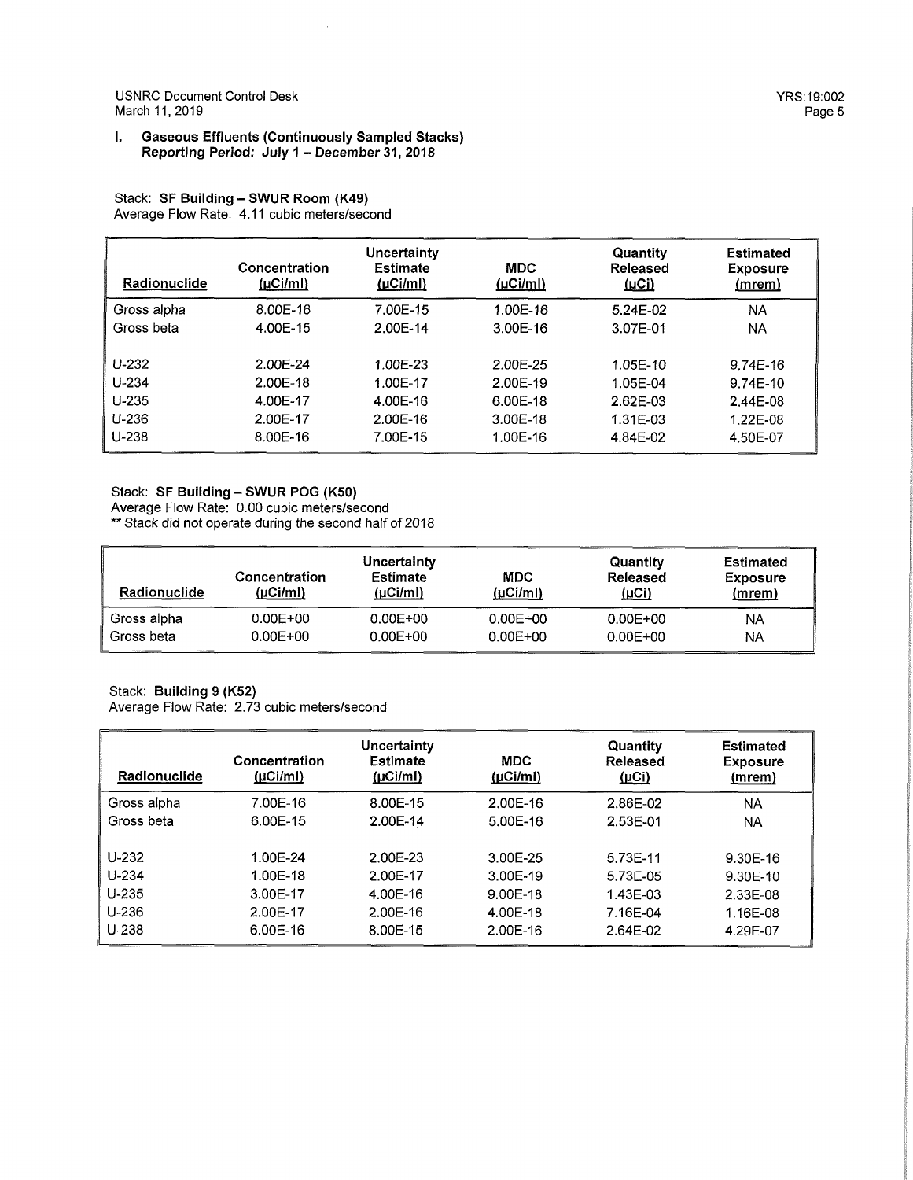## I. Gaseous Effluents (Continuously Sampled Stacks)

**Reporting Period: July 1 – December 31, 2018**

Stack: **SF Building – SWUR Room (K49)**
Average Flow Rate: 4.11 cubic meters/second

| Radionuclide | Concentration (µCi/ml) | Uncertainty Estimate (µCi/ml) | MDC (µCi/ml) | Quantity Released (µCi) | Estimated Exposure (mrem) |
|---|---|---|---|---|---|
| Gross alpha | 8.00E-16 | 7.00E-15 | 1.00E-16 | 5.24E-02 | NA |
| Gross beta | 4.00E-15 | 2.00E-14 | 3.00E-16 | 3.07E-01 | NA |
| U-232 | 2.00E-24 | 1.00E-23 | 2.00E-25 | 1.05E-10 | 9.74E-16 |
| U-234 | 2.00E-18 | 1.00E-17 | 2.00E-19 | 1.05E-04 | 9.74E-10 |
| U-235 | 4.00E-17 | 4.00E-16 | 6.00E-18 | 2.62E-03 | 2.44E-08 |
| U-236 | 2.00E-17 | 2.00E-16 | 3.00E-18 | 1.31E-03 | 1.22E-08 |
| U-238 | 8.00E-16 | 7.00E-15 | 1.00E-16 | 4.84E-02 | 4.50E-07 |

Stack: **SF Building – SWUR POG (K50)**
Average Flow Rate: 0.00 cubic meters/second
** Stack did not operate during the second half of 2018

| Radionuclide | Concentration (µCi/ml) | Uncertainty Estimate (µCi/ml) | MDC (µCi/ml) | Quantity Released (µCi) | Estimated Exposure (mrem) |
|---|---|---|---|---|---|
| Gross alpha | 0.00E+00 | 0.00E+00 | 0.00E+00 | 0.00E+00 | NA |
| Gross beta | 0.00E+00 | 0.00E+00 | 0.00E+00 | 0.00E+00 | NA |

Stack: **Building 9 (K52)**
Average Flow Rate: 2.73 cubic meters/second

| Radionuclide | Concentration (µCi/ml) | Uncertainty Estimate (µCi/ml) | MDC (µCi/ml) | Quantity Released (µCi) | Estimated Exposure (mrem) |
|---|---|---|---|---|---|
| Gross alpha | 7.00E-16 | 8.00E-15 | 2.00E-16 | 2.86E-02 | NA |
| Gross beta | 6.00E-15 | 2.00E-14 | 5.00E-16 | 2.53E-01 | NA |
| U-232 | 1.00E-24 | 2.00E-23 | 3.00E-25 | 5.73E-11 | 9.30E-16 |
| U-234 | 1.00E-18 | 2.00E-17 | 3.00E-19 | 5.73E-05 | 9.30E-10 |
| U-235 | 3.00E-17 | 4.00E-16 | 9.00E-18 | 1.43E-03 | 2.33E-08 |
| U-236 | 2.00E-17 | 2.00E-16 | 4.00E-18 | 7.16E-04 | 1.16E-08 |
| U-238 | 6.00E-16 | 8.00E-15 | 2.00E-16 | 2.64E-02 | 4.29E-07 |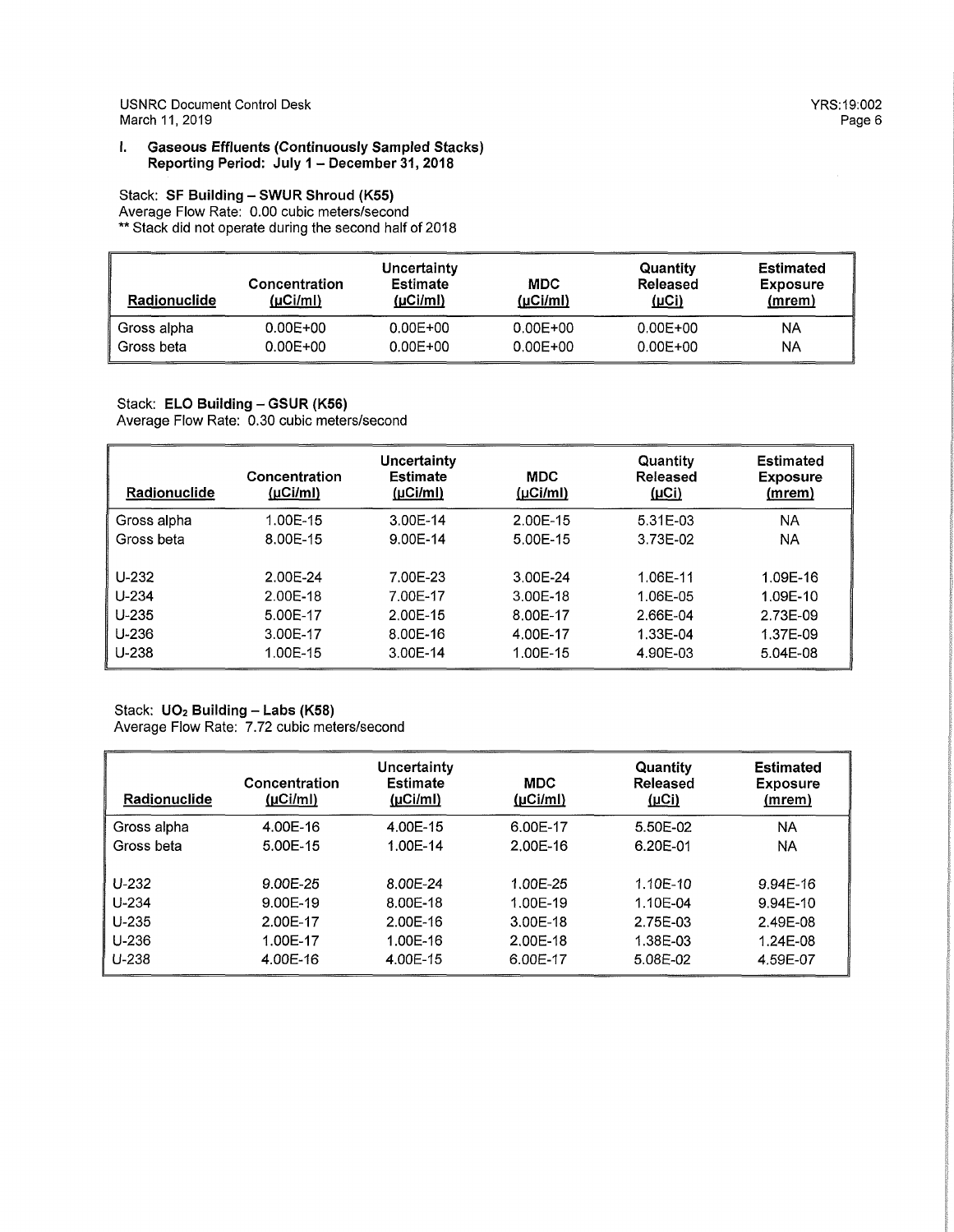## I. Gaseous Effluents (Continuously Sampled Stacks)

**Reporting Period: July 1 – December 31, 2018**

Stack: **SF Building – SWUR Shroud (K55)**
Average Flow Rate: 0.00 cubic meters/second
** Stack did not operate during the second half of 2018

| Radionuclide | Concentration (µCi/ml) | Uncertainty Estimate (µCi/ml) | MDC (µCi/ml) | Quantity Released (µCi) | Estimated Exposure (mrem) |
|---|---|---|---|---|---|
| Gross alpha | 0.00E+00 | 0.00E+00 | 0.00E+00 | 0.00E+00 | NA |
| Gross beta | 0.00E+00 | 0.00E+00 | 0.00E+00 | 0.00E+00 | NA |

Stack: **ELO Building – GSUR (K56)**
Average Flow Rate: 0.30 cubic meters/second

| Radionuclide | Concentration (µCi/ml) | Uncertainty Estimate (µCi/ml) | MDC (µCi/ml) | Quantity Released (µCi) | Estimated Exposure (mrem) |
|---|---|---|---|---|---|
| Gross alpha | 1.00E-15 | 3.00E-14 | 2.00E-15 | 5.31E-03 | NA |
| Gross beta | 8.00E-15 | 9.00E-14 | 5.00E-15 | 3.73E-02 | NA |
| U-232 | 2.00E-24 | 7.00E-23 | 3.00E-24 | 1.06E-11 | 1.09E-16 |
| U-234 | 2.00E-18 | 7.00E-17 | 3.00E-18 | 1.06E-05 | 1.09E-10 |
| U-235 | 5.00E-17 | 2.00E-15 | 8.00E-17 | 2.66E-04 | 2.73E-09 |
| U-236 | 3.00E-17 | 8.00E-16 | 4.00E-17 | 1.33E-04 | 1.37E-09 |
| U-238 | 1.00E-15 | 3.00E-14 | 1.00E-15 | 4.90E-03 | 5.04E-08 |

Stack: **$UO_2$ Building – Labs (K58)**
Average Flow Rate: 7.72 cubic meters/second

| Radionuclide | Concentration (µCi/ml) | Uncertainty Estimate (µCi/ml) | MDC (µCi/ml) | Quantity Released (µCi) | Estimated Exposure (mrem) |
|---|---|---|---|---|---|
| Gross alpha | 4.00E-16 | 4.00E-15 | 6.00E-17 | 5.50E-02 | NA |
| Gross beta | 5.00E-15 | 1.00E-14 | 2.00E-16 | 6.20E-01 | NA |
| U-232 | 9.00E-25 | 8.00E-24 | 1.00E-25 | 1.10E-10 | 9.94E-16 |
| U-234 | 9.00E-19 | 8.00E-18 | 1.00E-19 | 1.10E-04 | 9.94E-10 |
| U-235 | 2.00E-17 | 2.00E-16 | 3.00E-18 | 2.75E-03 | 2.49E-08 |
| U-236 | 1.00E-17 | 1.00E-16 | 2.00E-18 | 1.38E-03 | 1.24E-08 |
| U-238 | 4.00E-16 | 4.00E-15 | 6.00E-17 | 5.08E-02 | 4.59E-07 |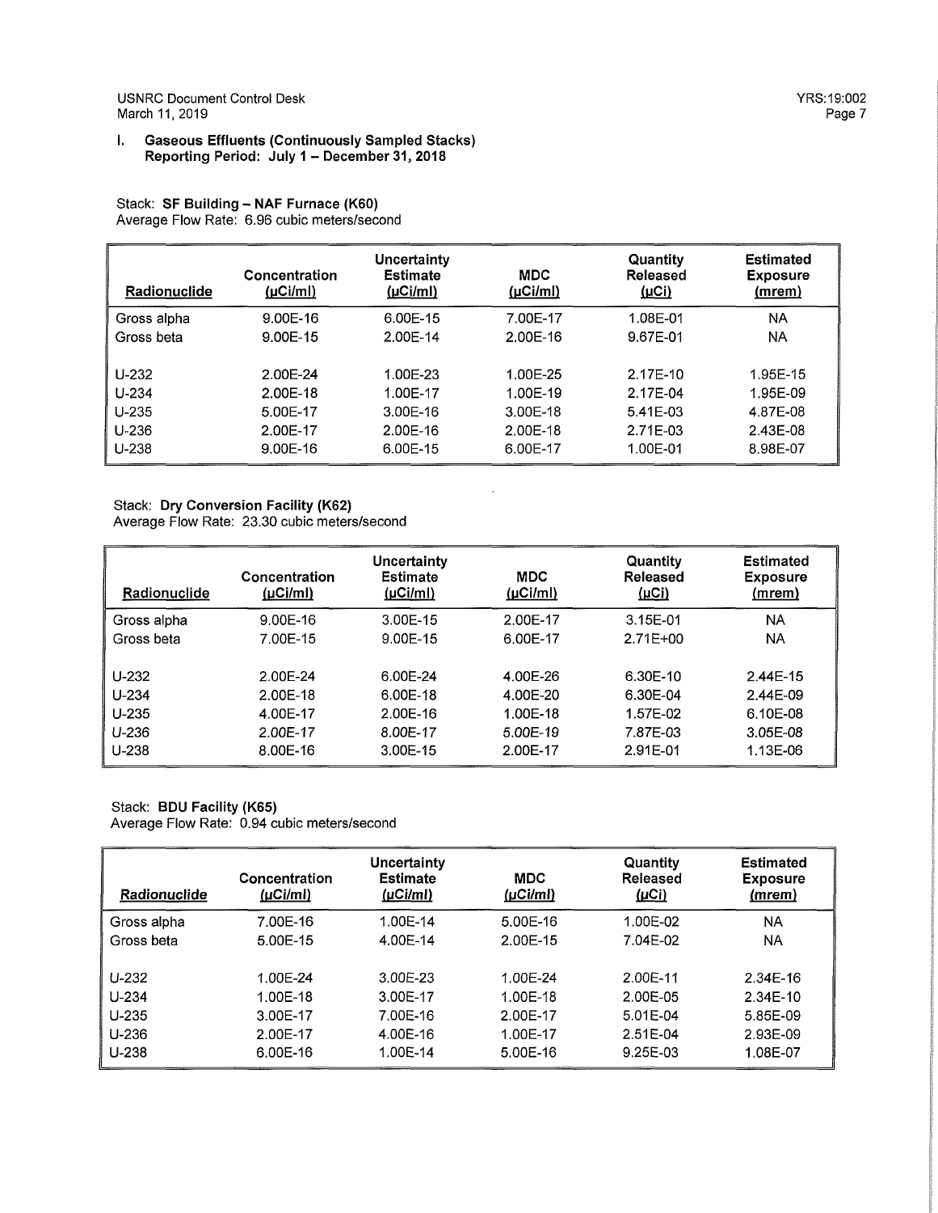## I. Gaseous Effluents (Continuously Sampled Stacks)
**Reporting Period: July 1 – December 31, 2018**

Stack: **SF Building – NAF Furnace (K60)**
Average Flow Rate: 6.96 cubic meters/second

| Radionuclide | Concentration (µCi/ml) | Uncertainty Estimate (µCi/ml) | MDC (µCi/ml) | Quantity Released (µCi) | Estimated Exposure (mrem) |
|---|---|---|---|---|---|
| Gross alpha | 9.00E-16 | 6.00E-15 | 7.00E-17 | 1.08E-01 | NA |
| Gross beta | 9.00E-15 | 2.00E-14 | 2.00E-16 | 9.67E-01 | NA |
| U-232 | 2.00E-24 | 1.00E-23 | 1.00E-25 | 2.17E-10 | 1.95E-15 |
| U-234 | 2.00E-18 | 1.00E-17 | 1.00E-19 | 2.17E-04 | 1.95E-09 |
| U-235 | 5.00E-17 | 3.00E-16 | 3.00E-18 | 5.41E-03 | 4.87E-08 |
| U-236 | 2.00E-17 | 2.00E-16 | 2.00E-18 | 2.71E-03 | 2.43E-08 |
| U-238 | 9.00E-16 | 6.00E-15 | 6.00E-17 | 1.00E-01 | 8.98E-07 |

Stack: **Dry Conversion Facility (K62)**
Average Flow Rate: 23.30 cubic meters/second

| Radionuclide | Concentration (µCi/ml) | Uncertainty Estimate (µCi/ml) | MDC (µCi/ml) | Quantity Released (µCi) | Estimated Exposure (mrem) |
|---|---|---|---|---|---|
| Gross alpha | 9.00E-16 | 3.00E-15 | 2.00E-17 | 3.15E-01 | NA |
| Gross beta | 7.00E-15 | 9.00E-15 | 6.00E-17 | 2.71E+00 | NA |
| U-232 | 2.00E-24 | 6.00E-24 | 4.00E-26 | 6.30E-10 | 2.44E-15 |
| U-234 | 2.00E-18 | 6.00E-18 | 4.00E-20 | 6.30E-04 | 2.44E-09 |
| U-235 | 4.00E-17 | 2.00E-16 | 1.00E-18 | 1.57E-02 | 6.10E-08 |
| U-236 | 2.00E-17 | 8.00E-17 | 5.00E-19 | 7.87E-03 | 3.05E-08 |
| U-238 | 8.00E-16 | 3.00E-15 | 2.00E-17 | 2.91E-01 | 1.13E-06 |

Stack: **BDU Facility (K65)**
Average Flow Rate: 0.94 cubic meters/second

| Radionuclide | Concentration (µCi/ml) | Uncertainty Estimate (µCi/ml) | MDC (µCi/ml) | Quantity Released (µCi) | Estimated Exposure (mrem) |
|---|---|---|---|---|---|
| Gross alpha | 7.00E-16 | 1.00E-14 | 5.00E-16 | 1.00E-02 | NA |
| Gross beta | 5.00E-15 | 4.00E-14 | 2.00E-15 | 7.04E-02 | NA |
| U-232 | 1.00E-24 | 3.00E-23 | 1.00E-24 | 2.00E-11 | 2.34E-16 |
| U-234 | 1.00E-18 | 3.00E-17 | 1.00E-18 | 2.00E-05 | 2.34E-10 |
| U-235 | 3.00E-17 | 7.00E-16 | 2.00E-17 | 5.01E-04 | 5.85E-09 |
| U-236 | 2.00E-17 | 4.00E-16 | 1.00E-17 | 2.51E-04 | 2.93E-09 |
| U-238 | 6.00E-16 | 1.00E-14 | 5.00E-16 | 9.25E-03 | 1.08E-07 |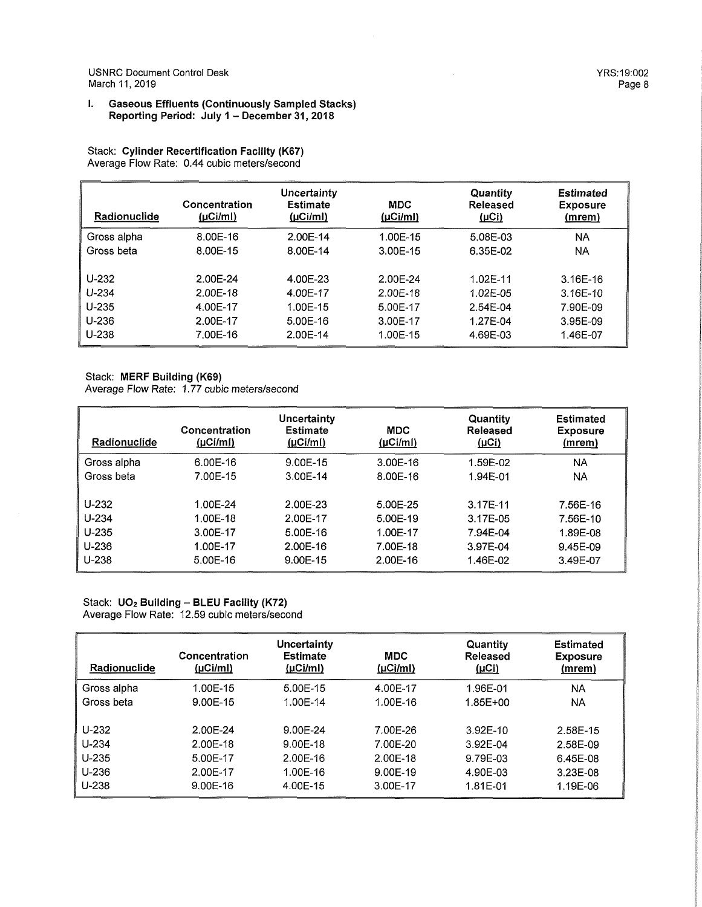USNRC Document Control Desk
March 11, 2019

YRS:19:002

## I. Gaseous Effluents (Continuously Sampled Stacks)
**Reporting Period: July 1 – December 31, 2018**

Stack: **Cylinder Recertification Facility (K67)**
Average Flow Rate: 0.44 cubic meters/second

| Radionuclide | Concentration (µCi/ml) | Uncertainty Estimate (µCi/ml) | MDC (µCi/ml) | Quantity Released (µCi) | Estimated Exposure (mrem) |
|---|---|---|---|---|---|
| Gross alpha | 8.00E-16 | 2.00E-14 | 1.00E-15 | 5.08E-03 | NA |
| Gross beta | 8.00E-15 | 8.00E-14 | 3.00E-15 | 6.35E-02 | NA |
| U-232 | 2.00E-24 | 4.00E-23 | 2.00E-24 | 1.02E-11 | 3.16E-16 |
| U-234 | 2.00E-18 | 4.00E-17 | 2.00E-18 | 1.02E-05 | 3.16E-10 |
| U-235 | 4.00E-17 | 1.00E-15 | 5.00E-17 | 2.54E-04 | 7.90E-09 |
| U-236 | 2.00E-17 | 5.00E-16 | 3.00E-17 | 1.27E-04 | 3.95E-09 |
| U-238 | 7.00E-16 | 2.00E-14 | 1.00E-15 | 4.69E-03 | 1.46E-07 |

Stack: **MERF Building (K69)**
Average Flow Rate: 1.77 cubic meters/second

| Radionuclide | Concentration (µCi/ml) | Uncertainty Estimate (µCi/ml) | MDC (µCi/ml) | Quantity Released (µCi) | Estimated Exposure (mrem) |
|---|---|---|---|---|---|
| Gross alpha | 6.00E-16 | 9.00E-15 | 3.00E-16 | 1.59E-02 | NA |
| Gross beta | 7.00E-15 | 3.00E-14 | 8.00E-16 | 1.94E-01 | NA |
| U-232 | 1.00E-24 | 2.00E-23 | 5.00E-25 | 3.17E-11 | 7.56E-16 |
| U-234 | 1.00E-18 | 2.00E-17 | 5.00E-19 | 3.17E-05 | 7.56E-10 |
| U-235 | 3.00E-17 | 5.00E-16 | 1.00E-17 | 7.94E-04 | 1.89E-08 |
| U-236 | 1.00E-17 | 2.00E-16 | 7.00E-18 | 3.97E-04 | 9.45E-09 |
| U-238 | 5.00E-16 | 9.00E-15 | 2.00E-16 | 1.46E-02 | 3.49E-07 |

Stack: **$UO_2$ Building – BLEU Facility (K72)**
Average Flow Rate: 12.59 cubic meters/second

| Radionuclide | Concentration (µCi/ml) | Uncertainty Estimate (µCi/ml) | MDC (µCi/ml) | Quantity Released (µCi) | Estimated Exposure (mrem) |
|---|---|---|---|---|---|
| Gross alpha | 1.00E-15 | 5.00E-15 | 4.00E-17 | 1.96E-01 | NA |
| Gross beta | 9.00E-15 | 1.00E-14 | 1.00E-16 | 1.85E+00 | NA |
| U-232 | 2.00E-24 | 9.00E-24 | 7.00E-26 | 3.92E-10 | 2.58E-15 |
| U-234 | 2.00E-18 | 9.00E-18 | 7.00E-20 | 3.92E-04 | 2.58E-09 |
| U-235 | 5.00E-17 | 2.00E-16 | 2.00E-18 | 9.79E-03 | 6.45E-08 |
| U-236 | 2.00E-17 | 1.00E-16 | 9.00E-19 | 4.90E-03 | 3.23E-08 |
| U-238 | 9.00E-16 | 4.00E-15 | 3.00E-17 | 1.81E-01 | 1.19E-06 |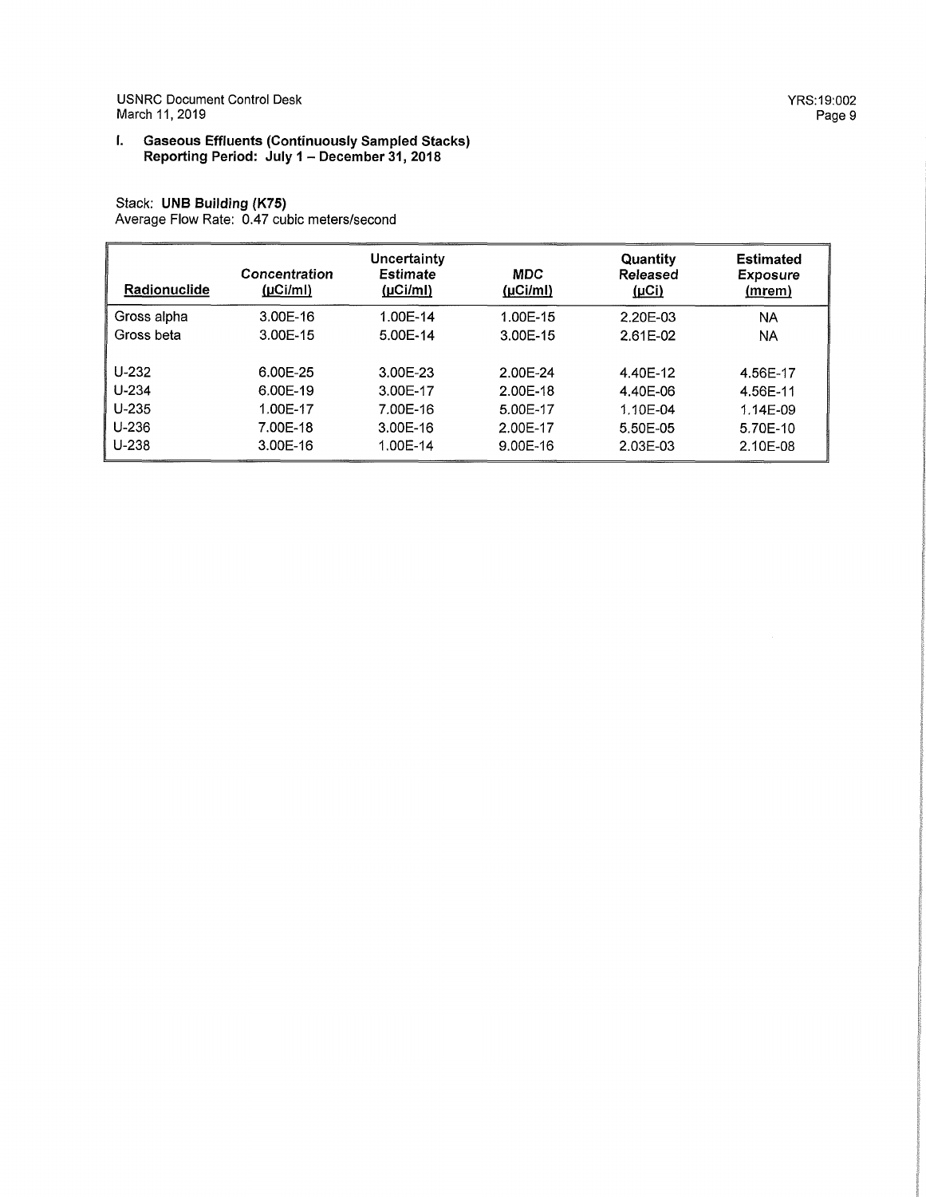## I. Gaseous Effluents (Continuously Sampled Stacks)
**Reporting Period: July 1 – December 31, 2018**

Stack: **UNB Building (K75)**
Average Flow Rate: 0.47 cubic meters/second

| Radionuclide | Concentration (µCi/ml) | Uncertainty Estimate (µCi/ml) | MDC (µCi/ml) | Quantity Released (µCi) | Estimated Exposure (mrem) |
|---|---|---|---|---|---|
| Gross alpha | 3.00E-16 | 1.00E-14 | 1.00E-15 | 2.20E-03 | NA |
| Gross beta | 3.00E-15 | 5.00E-14 | 3.00E-15 | 2.61E-02 | NA |
| U-232 | 6.00E-25 | 3.00E-23 | 2.00E-24 | 4.40E-12 | 4.56E-17 |
| U-234 | 6.00E-19 | 3.00E-17 | 2.00E-18 | 4.40E-06 | 4.56E-11 |
| U-235 | 1.00E-17 | 7.00E-16 | 5.00E-17 | 1.10E-04 | 1.14E-09 |
| U-236 | 7.00E-18 | 3.00E-16 | 2.00E-17 | 5.50E-05 | 5.70E-10 |
| U-238 | 3.00E-16 | 1.00E-14 | 9.00E-16 | 2.03E-03 | 2.10E-08 |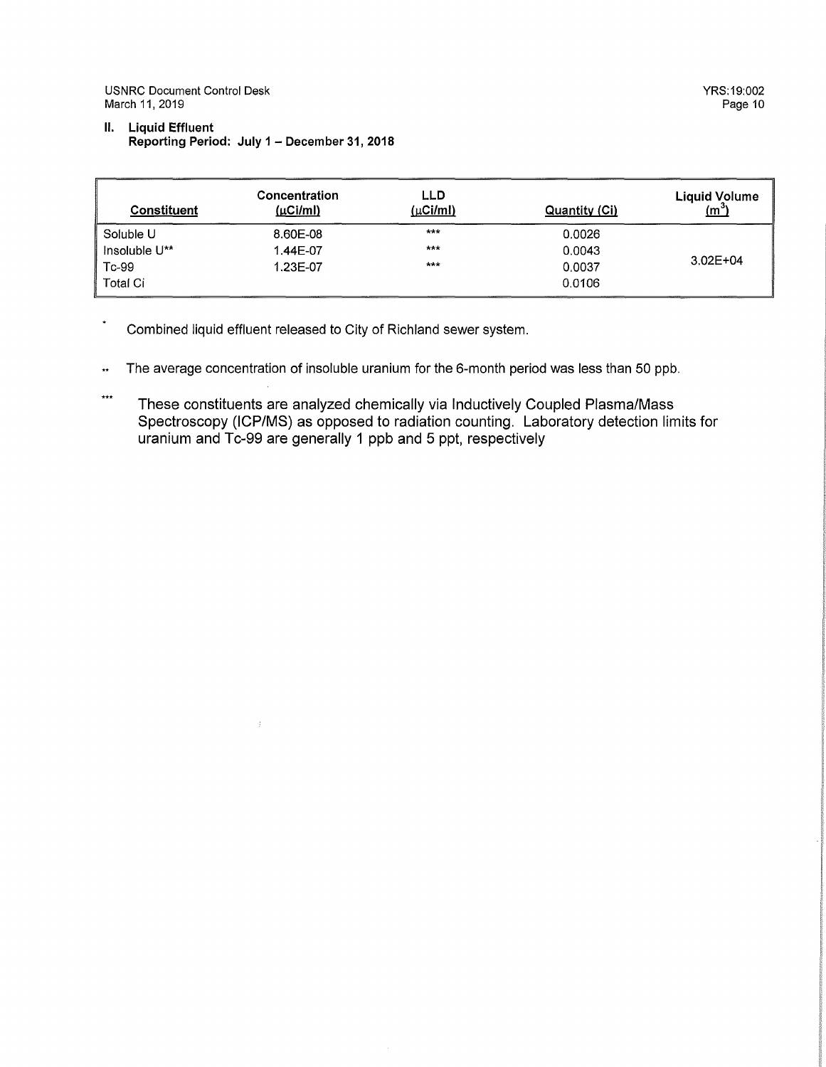## II. Liquid Effluent

**Reporting Period: July 1 – December 31, 2018**

| Constituent | Concentration (µCi/ml) | LLD (µCi/ml) | Quantity (Ci) | Liquid Volume ($m^3$) |
|---|---|---|---|---|
| Soluble U | 8.60E-08 | *** | 0.0026 | 3.02E+04 |
| Insoluble U** | 1.44E-07 | *** | 0.0043 | |
| Tc-99 | 1.23E-07 | *** | 0.0037 | |
| Total Ci | | | 0.0106 | |

\* Combined liquid effluent released to City of Richland sewer system.

\** The average concentration of insoluble uranium for the 6-month period was less than 50 ppb.

\*** These constituents are analyzed chemically via Inductively Coupled Plasma/Mass Spectroscopy (ICP/MS) as opposed to radiation counting. Laboratory detection limits for uranium and Tc-99 are generally 1 ppb and 5 ppt, respectively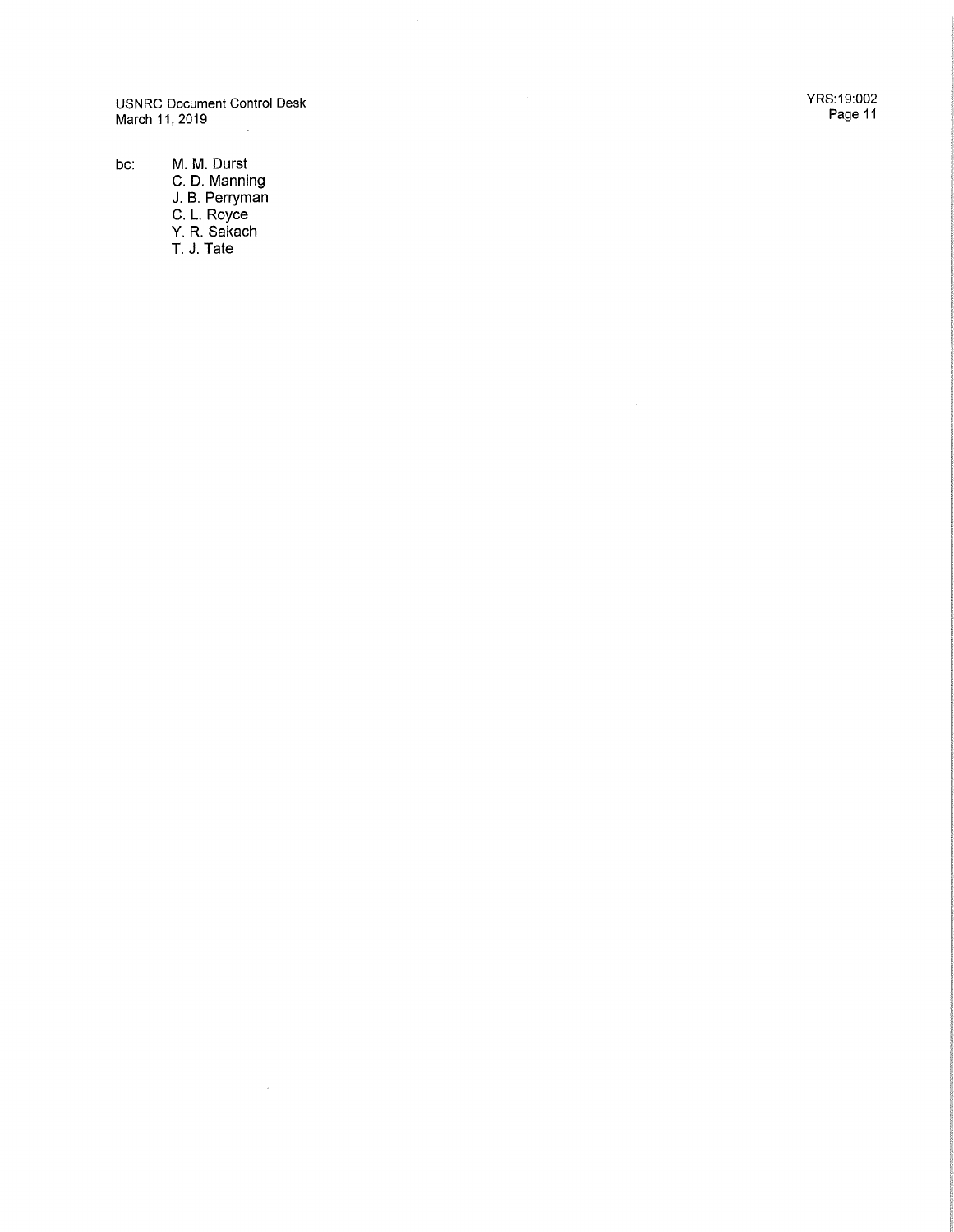bc: M. M. Durst
C. D. Manning
J. B. Perryman
C. L. Royce
Y. R. Sakach
T. J. Tate